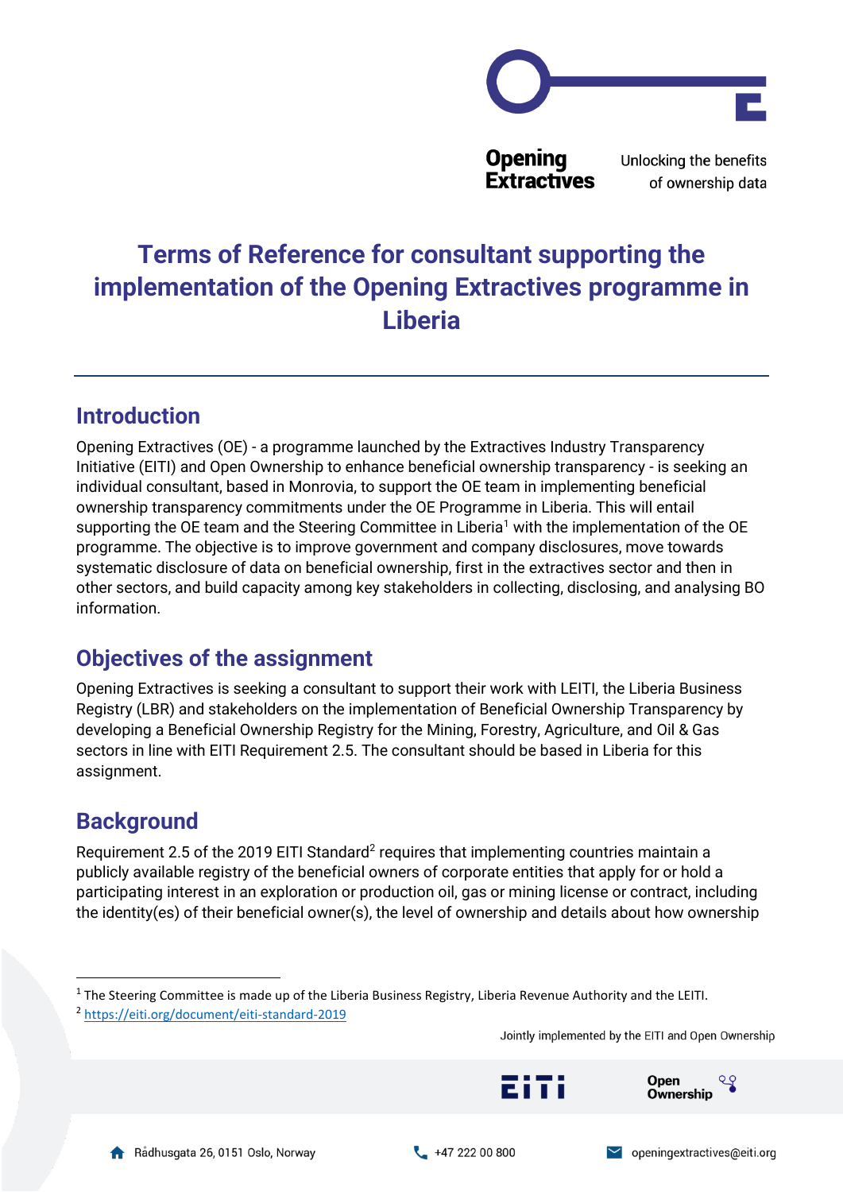# Terms of Reference for consultant supporting the implementation of the Opening Extractives programme in Liberia

## Introduction

Opening Extractives (OE) - a programme launched by the Extractives Industry Transparency Initiative (EITI) and Open Ownership to enhance beneficial ownership transparency - is seeking an individual consultant, based in Monrovia, to support the OE team in implementing beneficial ownership transparency commitments under the OE Programme in Liberia. This will entail supporting the OE team and the Steering Committee in Liberia[1] with the implementation of the OE programme. The objective is to improve government and company disclosures, move towards systematic disclosure of data on beneficial ownership, first in the extractives sector and then in other sectors, and build capacity among key stakeholders in collecting, disclosing, and analysing BO information.

## Objectives of the assignment

Opening Extractives is seeking a consultant to support their work with LEITI, the Liberia Business Registry (LBR) and stakeholders on the implementation of Beneficial Ownership Transparency by developing a Beneficial Ownership Registry for the Mining, Forestry, Agriculture, and Oil & Gas sectors in line with EITI Requirement 2.5. The consultant should be based in Liberia for this assignment.

## Background

Requirement 2.5 of the 2019 EITI Standard[2] requires that implementing countries maintain a publicly available registry of the beneficial owners of corporate entities that apply for or hold a participating interest in an exploration or production oil, gas or mining license or contract, including the identity(es) of their beneficial owner(s), the level of ownership and details about how ownership

[1] The Steering Committee is made up of the Liberia Business Registry, Liberia Revenue Authority and the LEITI.

[2] https://eiti.org/document/eiti-standard-2019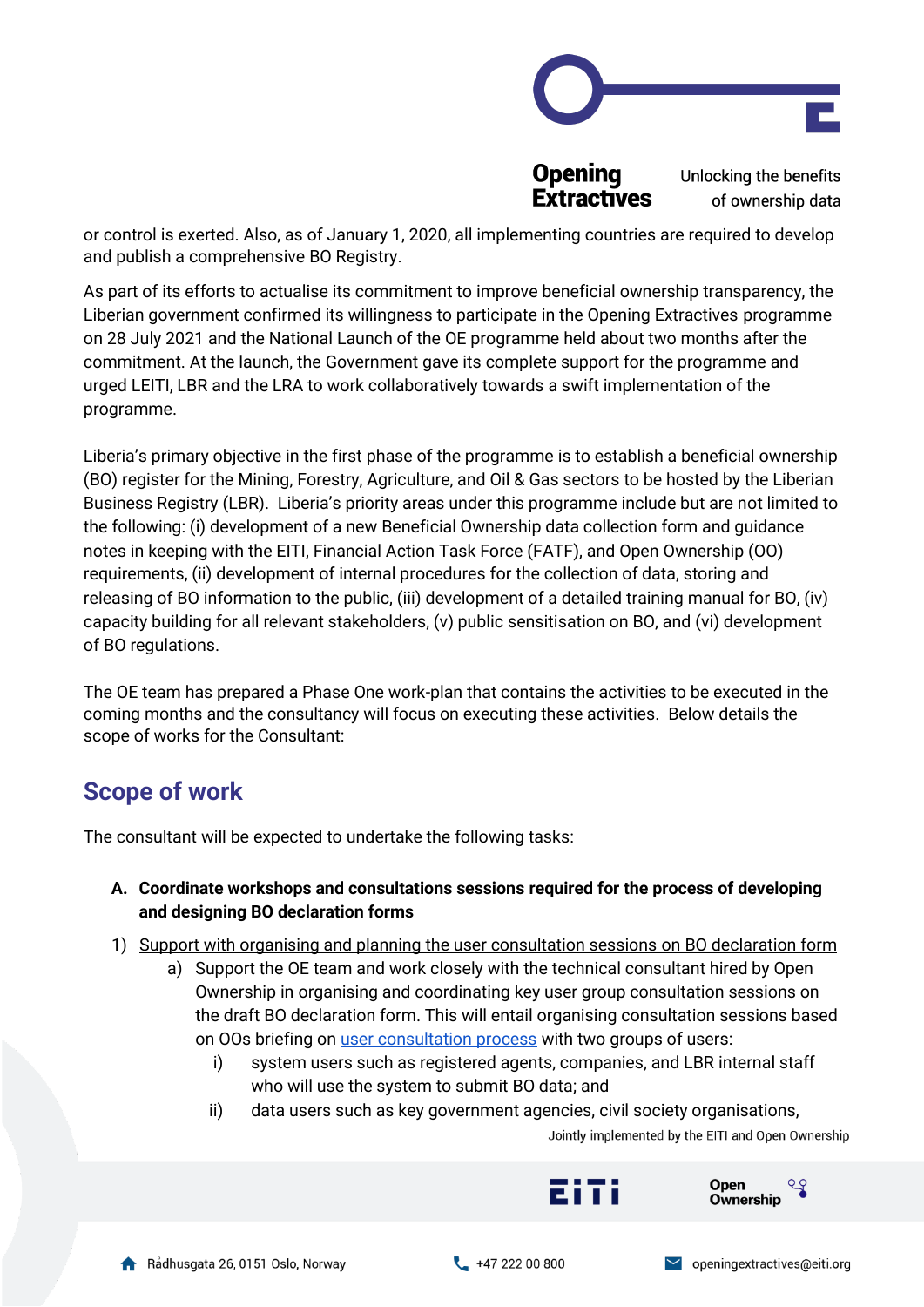or control is exerted. Also, as of January 1, 2020, all implementing countries are required to develop and publish a comprehensive BO Registry.

As part of its efforts to actualise its commitment to improve beneficial ownership transparency, the Liberian government confirmed its willingness to participate in the Opening Extractives programme on 28 July 2021 and the National Launch of the OE programme held about two months after the commitment. At the launch, the Government gave its complete support for the programme and urged LEITI, LBR and the LRA to work collaboratively towards a swift implementation of the programme.

Liberia's primary objective in the first phase of the programme is to establish a beneficial ownership (BO) register for the Mining, Forestry, Agriculture, and Oil & Gas sectors to be hosted by the Liberian Business Registry (LBR). Liberia's priority areas under this programme include but are not limited to the following: (i) development of a new Beneficial Ownership data collection form and guidance notes in keeping with the EITI, Financial Action Task Force (FATF), and Open Ownership (OO) requirements, (ii) development of internal procedures for the collection of data, storing and releasing of BO information to the public, (iii) development of a detailed training manual for BO, (iv) capacity building for all relevant stakeholders, (v) public sensitisation on BO, and (vi) development of BO regulations.

The OE team has prepared a Phase One work-plan that contains the activities to be executed in the coming months and the consultancy will focus on executing these activities. Below details the scope of works for the Consultant:

## Scope of work

The consultant will be expected to undertake the following tasks:

**A. Coordinate workshops and consultations sessions required for the process of developing and designing BO declaration forms**

1) Support with organising and planning the user consultation sessions on BO declaration form
   a) Support the OE team and work closely with the technical consultant hired by Open Ownership in organising and coordinating key user group consultation sessions on the draft BO declaration form. This will entail organising consultation sessions based on OOs briefing on user consultation process with two groups of users:
      i) system users such as registered agents, companies, and LBR internal staff who will use the system to submit BO data; and
      ii) data users such as key government agencies, civil society organisations,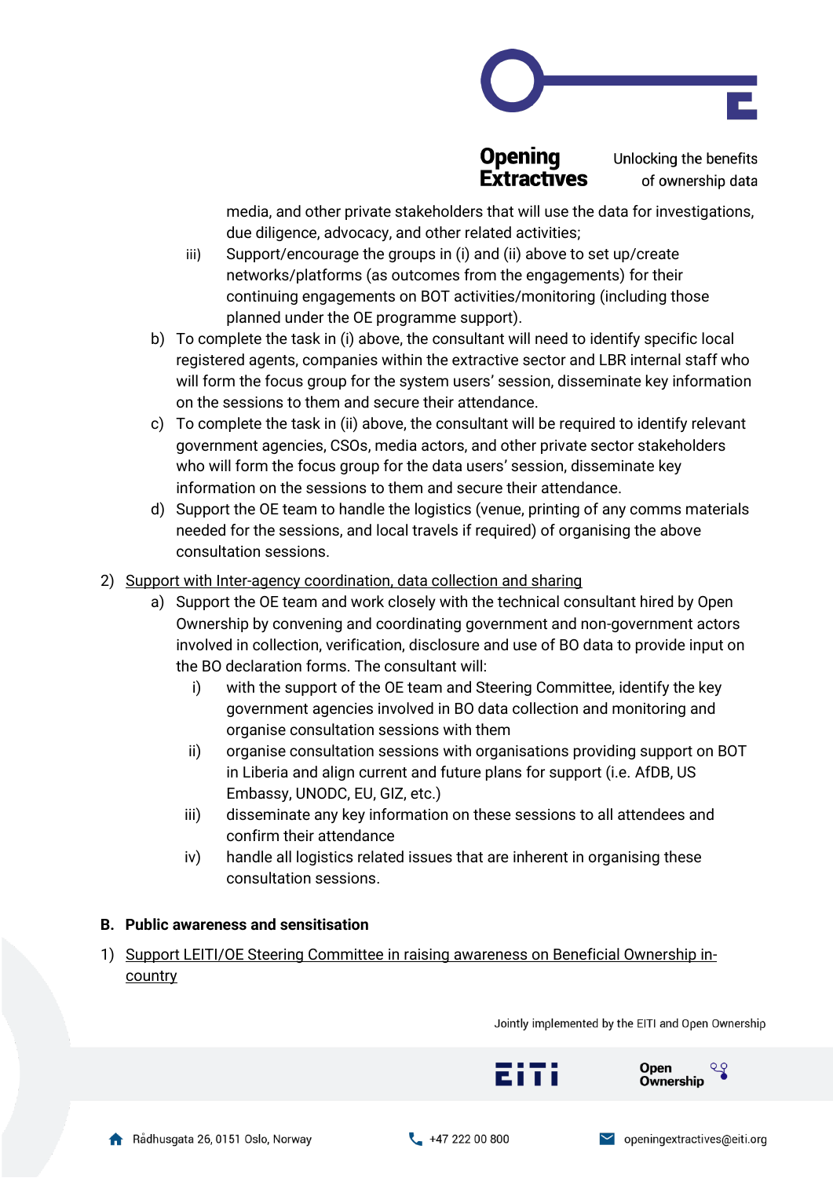media, and other private stakeholders that will use the data for investigations, due diligence, advocacy, and other related activities;

   iii) Support/encourage the groups in (i) and (ii) above to set up/create networks/platforms (as outcomes from the engagements) for their continuing engagements on BOT activities/monitoring (including those planned under the OE programme support).

   b) To complete the task in (i) above, the consultant will need to identify specific local registered agents, companies within the extractive sector and LBR internal staff who will form the focus group for the system users' session, disseminate key information on the sessions to them and secure their attendance.

   c) To complete the task in (ii) above, the consultant will be required to identify relevant government agencies, CSOs, media actors, and other private sector stakeholders who will form the focus group for the data users' session, disseminate key information on the sessions to them and secure their attendance.

   d) Support the OE team to handle the logistics (venue, printing of any comms materials needed for the sessions, and local travels if required) of organising the above consultation sessions.

2) <u>Support with Inter-agency coordination, data collection and sharing</u>

   a) Support the OE team and work closely with the technical consultant hired by Open Ownership by convening and coordinating government and non-government actors involved in collection, verification, disclosure and use of BO data to provide input on the BO declaration forms. The consultant will:

      i) with the support of the OE team and Steering Committee, identify the key government agencies involved in BO data collection and monitoring and organise consultation sessions with them

      ii) organise consultation sessions with organisations providing support on BOT in Liberia and align current and future plans for support (i.e. AfDB, US Embassy, UNODC, EU, GIZ, etc.)

      iii) disseminate any key information on these sessions to all attendees and confirm their attendance

      iv) handle all logistics related issues that are inherent in organising these consultation sessions.

### B. Public awareness and sensitisation

1) <u>Support LEITI/OE Steering Committee in raising awareness on Beneficial Ownership in-country</u>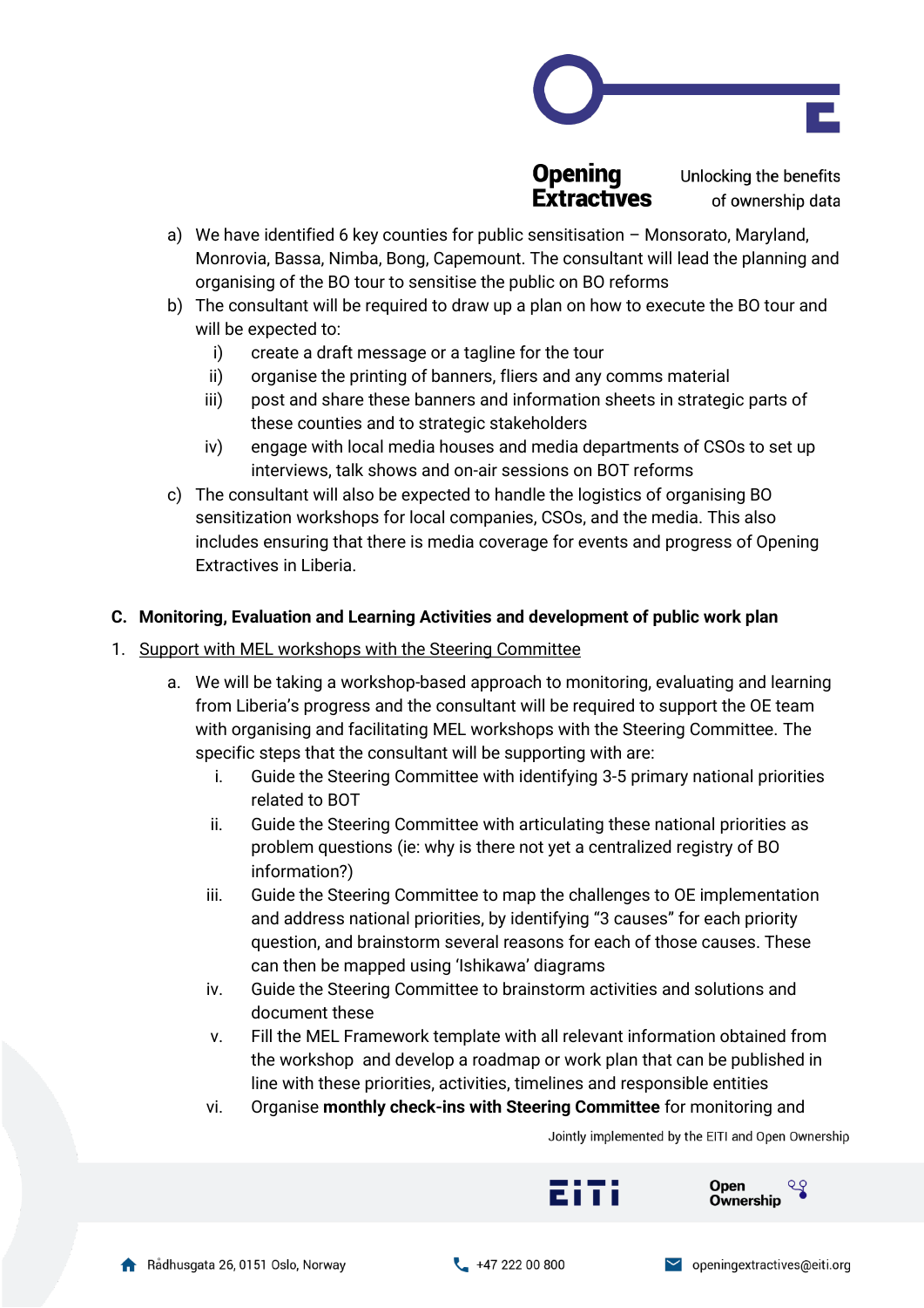a) We have identified 6 key counties for public sensitisation – Monsorato, Maryland, Monrovia, Bassa, Nimba, Bong, Capemount. The consultant will lead the planning and organising of the BO tour to sensitise the public on BO reforms

b) The consultant will be required to draw up a plan on how to execute the BO tour and will be expected to:

   i) create a draft message or a tagline for the tour
   
   ii) organise the printing of banners, fliers and any comms material
   
   iii) post and share these banners and information sheets in strategic parts of these counties and to strategic stakeholders
   
   iv) engage with local media houses and media departments of CSOs to set up interviews, talk shows and on-air sessions on BOT reforms

c) The consultant will also be expected to handle the logistics of organising BO sensitization workshops for local companies, CSOs, and the media. This also includes ensuring that there is media coverage for events and progress of Opening Extractives in Liberia.

## C. Monitoring, Evaluation and Learning Activities and development of public work plan

1. Support with MEL workshops with the Steering Committee

   a. We will be taking a workshop-based approach to monitoring, evaluating and learning from Liberia's progress and the consultant will be required to support the OE team with organising and facilitating MEL workshops with the Steering Committee. The specific steps that the consultant will be supporting with are:

      i. Guide the Steering Committee with identifying 3-5 primary national priorities related to BOT
      
      ii. Guide the Steering Committee with articulating these national priorities as problem questions (ie: why is there not yet a centralized registry of BO information?)
      
      iii. Guide the Steering Committee to map the challenges to OE implementation and address national priorities, by identifying "3 causes" for each priority question, and brainstorm several reasons for each of those causes. These can then be mapped using 'Ishikawa' diagrams
      
      iv. Guide the Steering Committee to brainstorm activities and solutions and document these
      
      v. Fill the MEL Framework template with all relevant information obtained from the workshop and develop a roadmap or work plan that can be published in line with these priorities, activities, timelines and responsible entities
      
      vi. Organise **monthly check-ins with Steering Committee** for monitoring and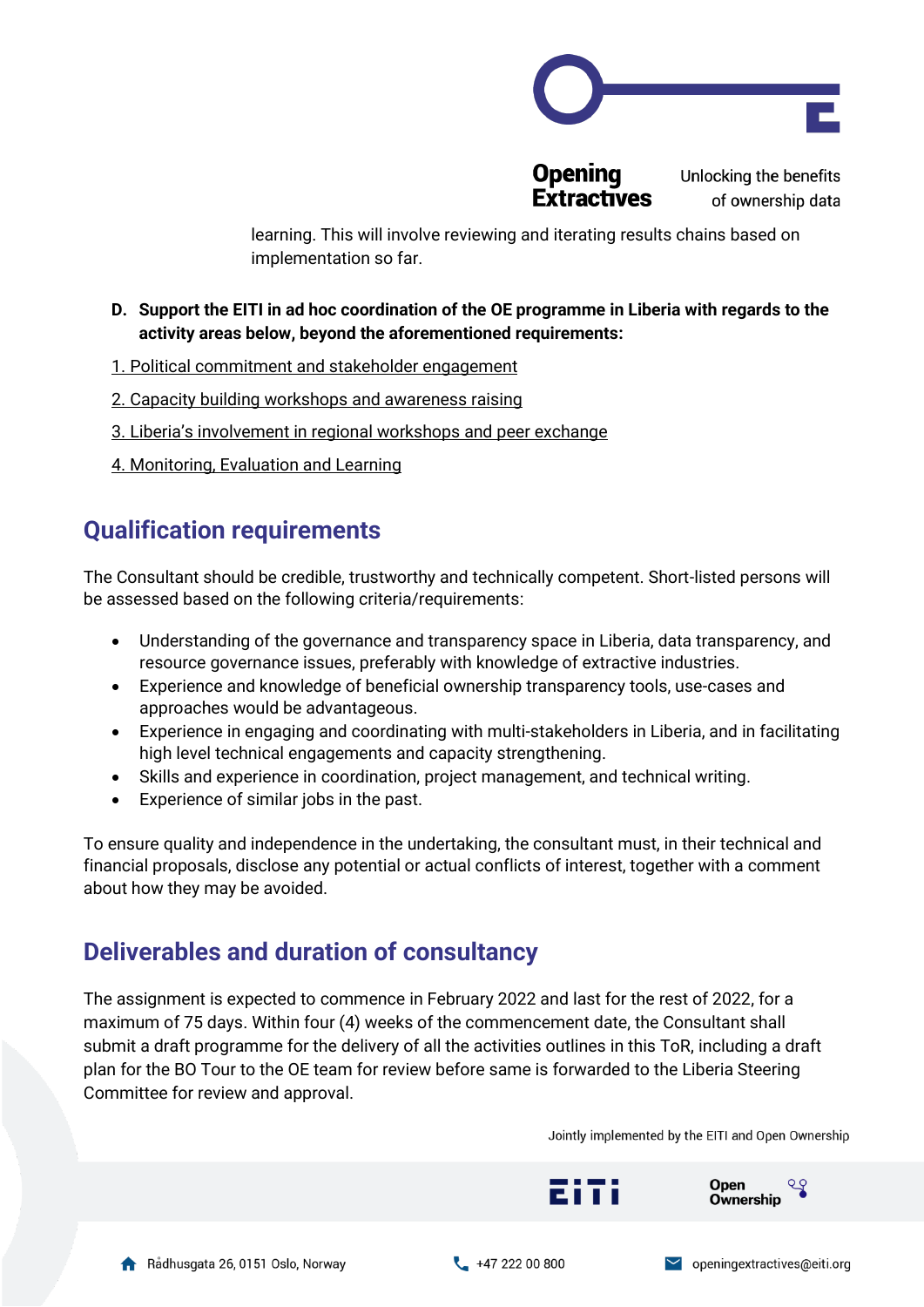learning. This will involve reviewing and iterating results chains based on implementation so far.

**D. Support the EITI in ad hoc coordination of the OE programme in Liberia with regards to the activity areas below, beyond the aforementioned requirements:**

1. Political commitment and stakeholder engagement

2. Capacity building workshops and awareness raising

3. Liberia's involvement in regional workshops and peer exchange

4. Monitoring, Evaluation and Learning

## Qualification requirements

The Consultant should be credible, trustworthy and technically competent. Short-listed persons will be assessed based on the following criteria/requirements:

- Understanding of the governance and transparency space in Liberia, data transparency, and resource governance issues, preferably with knowledge of extractive industries.
- Experience and knowledge of beneficial ownership transparency tools, use-cases and approaches would be advantageous.
- Experience in engaging and coordinating with multi-stakeholders in Liberia, and in facilitating high level technical engagements and capacity strengthening.
- Skills and experience in coordination, project management, and technical writing.
- Experience of similar jobs in the past.

To ensure quality and independence in the undertaking, the consultant must, in their technical and financial proposals, disclose any potential or actual conflicts of interest, together with a comment about how they may be avoided.

## Deliverables and duration of consultancy

The assignment is expected to commence in February 2022 and last for the rest of 2022, for a maximum of 75 days. Within four (4) weeks of the commencement date, the Consultant shall submit a draft programme for the delivery of all the activities outlines in this ToR, including a draft plan for the BO Tour to the OE team for review before same is forwarded to the Liberia Steering Committee for review and approval.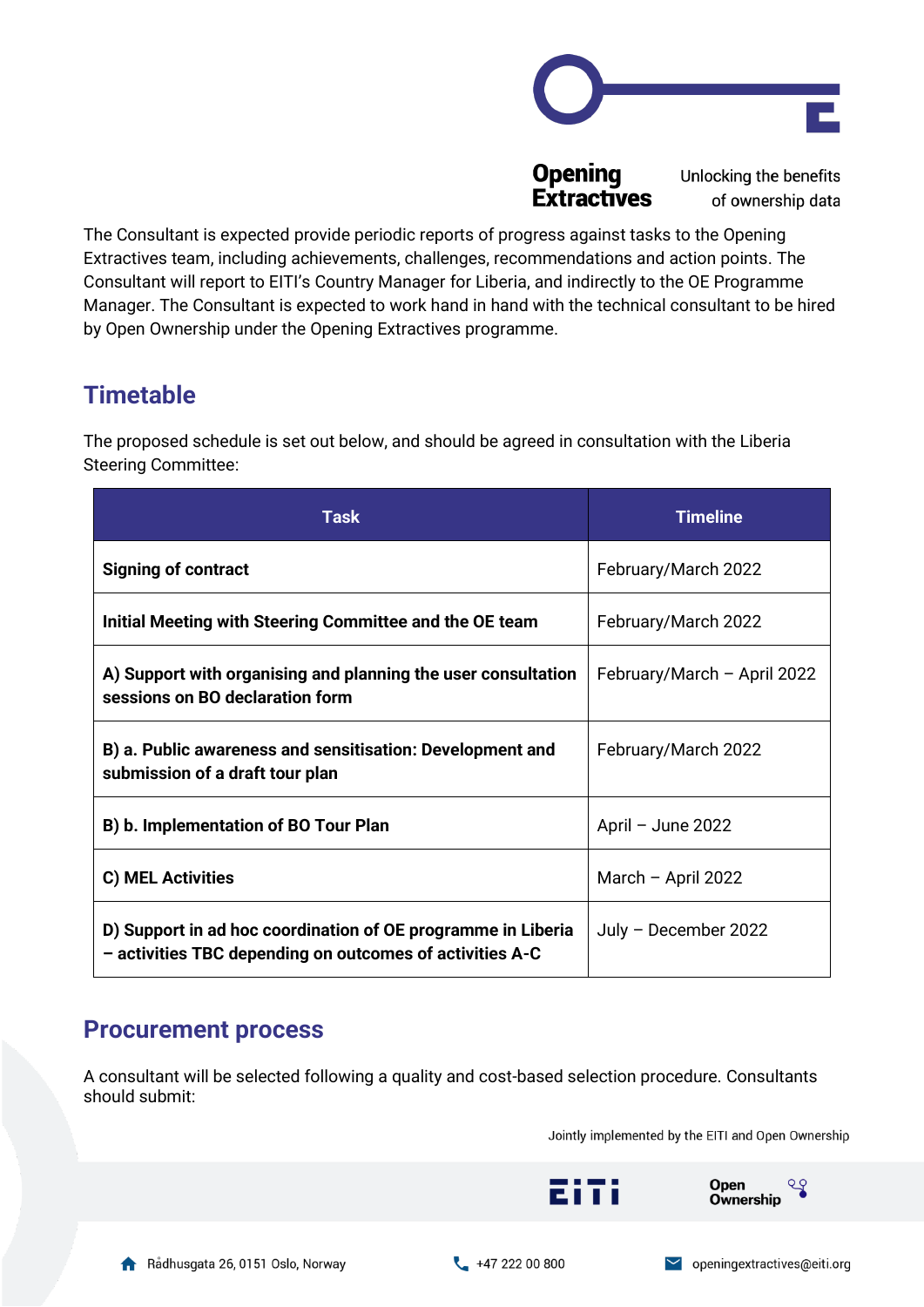The Consultant is expected provide periodic reports of progress against tasks to the Opening Extractives team, including achievements, challenges, recommendations and action points. The Consultant will report to EITI's Country Manager for Liberia, and indirectly to the OE Programme Manager. The Consultant is expected to work hand in hand with the technical consultant to be hired by Open Ownership under the Opening Extractives programme.

## Timetable

The proposed schedule is set out below, and should be agreed in consultation with the Liberia Steering Committee:

| Task | Timeline |
|---|---|
| **Signing of contract** | February/March 2022 |
| **Initial Meeting with Steering Committee and the OE team** | February/March 2022 |
| **A) Support with organising and planning the user consultation sessions on BO declaration form** | February/March – April 2022 |
| **B) a. Public awareness and sensitisation: Development and submission of a draft tour plan** | February/March 2022 |
| **B) b. Implementation of BO Tour Plan** | April – June 2022 |
| **C) MEL Activities** | March – April 2022 |
| **D) Support in ad hoc coordination of OE programme in Liberia – activities TBC depending on outcomes of activities A-C** | July – December 2022 |

## Procurement process

A consultant will be selected following a quality and cost-based selection procedure. Consultants should submit: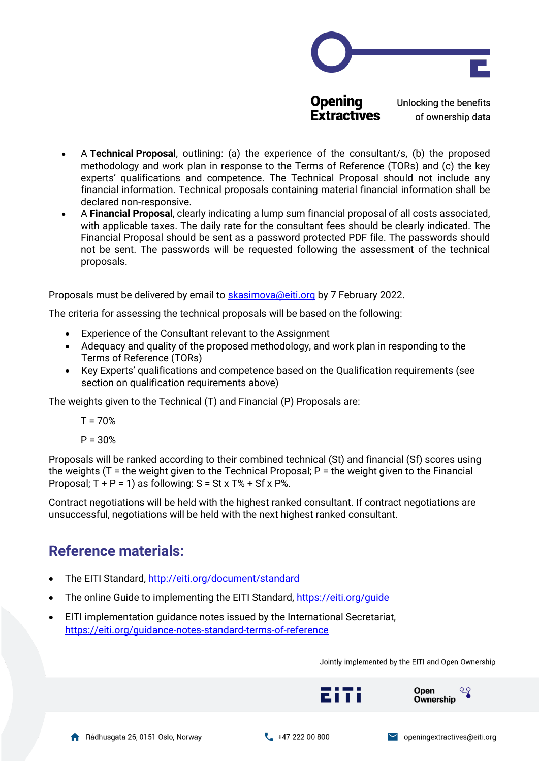- A **Technical Proposal**, outlining: (a) the experience of the consultant/s, (b) the proposed methodology and work plan in response to the Terms of Reference (TORs) and (c) the key experts' qualifications and competence. The Technical Proposal should not include any financial information. Technical proposals containing material financial information shall be declared non-responsive.
- A **Financial Proposal**, clearly indicating a lump sum financial proposal of all costs associated, with applicable taxes. The daily rate for the consultant fees should be clearly indicated. The Financial Proposal should be sent as a password protected PDF file. The passwords should not be sent. The passwords will be requested following the assessment of the technical proposals.

Proposals must be delivered by email to skasimova@eiti.org by 7 February 2022.

The criteria for assessing the technical proposals will be based on the following:

- Experience of the Consultant relevant to the Assignment
- Adequacy and quality of the proposed methodology, and work plan in responding to the Terms of Reference (TORs)
- Key Experts' qualifications and competence based on the Qualification requirements (see section on qualification requirements above)

The weights given to the Technical (T) and Financial (P) Proposals are:

T = 70%

P = 30%

Proposals will be ranked according to their combined technical (St) and financial (Sf) scores using the weights (T = the weight given to the Technical Proposal; P = the weight given to the Financial Proposal; T + P = 1) as following: S = St x T% + Sf x P%.

Contract negotiations will be held with the highest ranked consultant. If contract negotiations are unsuccessful, negotiations will be held with the next highest ranked consultant.

## Reference materials:

- The EITI Standard, http://eiti.org/document/standard
- The online Guide to implementing the EITI Standard, https://eiti.org/guide
- EITI implementation guidance notes issued by the International Secretariat, https://eiti.org/guidance-notes-standard-terms-of-reference